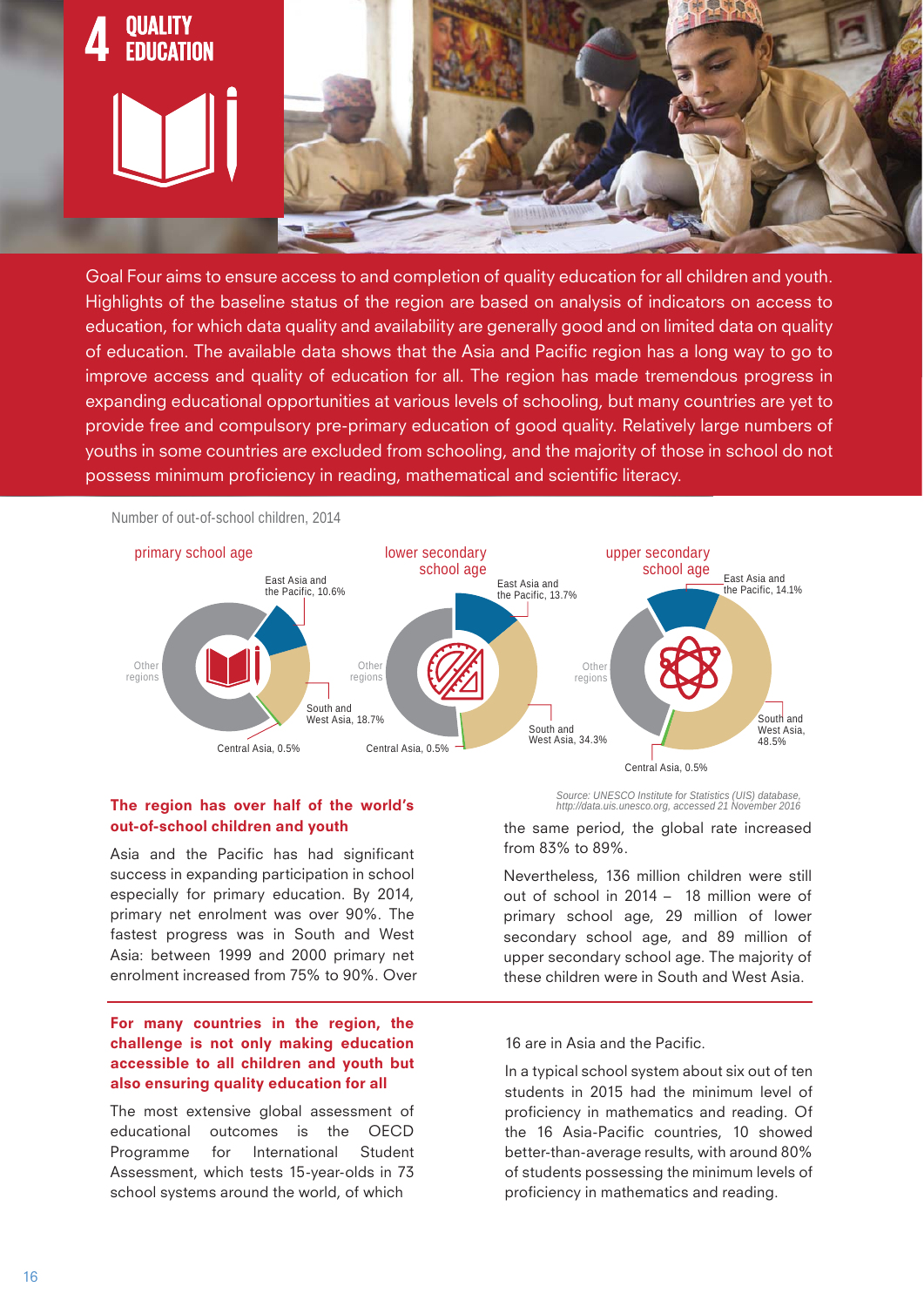# 4 QUALITY EDUCATION

Goal Four aims to ensure access to and completion of quality education for all children and youth. Highlights of the baseline status of the region are based on analysis of indicators on access to education, for which data quality and availability are generally good and on limited data on quality of education. The available data shows that the Asia and Pacific region has a long way to go to improve access and quality of education for all. The region has made tremendous progress in expanding educational opportunities at various levels of schooling, but many countries are yet to provide free and compulsory pre-primary education of good quality. Relatively large numbers of youths in some countries are excluded from schooling, and the majority of those in school do not possess minimum proficiency in reading, mathematical and scientific literacy.

Number of out-of-school children, 2014

| | primary school age | lower secondary school age | upper secondary school age |
|---|---|---|---|
| East Asia and the Pacific | 10.6% | 13.7% | 14.1% |
| South and West Asia | 18.7% | 34.3% | 48.5% |
| Central Asia | 0.5% | 0.5% | 0.5% |
| Other regions | | | |

*Source: UNESCO Institute for Statistics (UIS) database, http://data.uis.unesco.org, accessed 21 November 2016*

### The region has over half of the world's out-of-school children and youth

Asia and the Pacific has had significant success in expanding participation in school especially for primary education. By 2014, primary net enrolment was over 90%. The fastest progress was in South and West Asia: between 1999 and 2000 primary net enrolment increased from 75% to 90%. Over the same period, the global rate increased from 83% to 89%.

Nevertheless, 136 million children were still out of school in 2014 – 18 million were of primary school age, 29 million of lower secondary school age, and 89 million of upper secondary school age. The majority of these children were in South and West Asia.

### For many countries in the region, the challenge is not only making education accessible to all children and youth but also ensuring quality education for all

The most extensive global assessment of educational outcomes is the OECD Programme for International Student Assessment, which tests 15-year-olds in 73 school systems around the world, of which 16 are in Asia and the Pacific.

In a typical school system about six out of ten students in 2015 had the minimum level of proficiency in mathematics and reading. Of the 16 Asia-Pacific countries, 10 showed better-than-average results, with around 80% of students possessing the minimum levels of proficiency in mathematics and reading.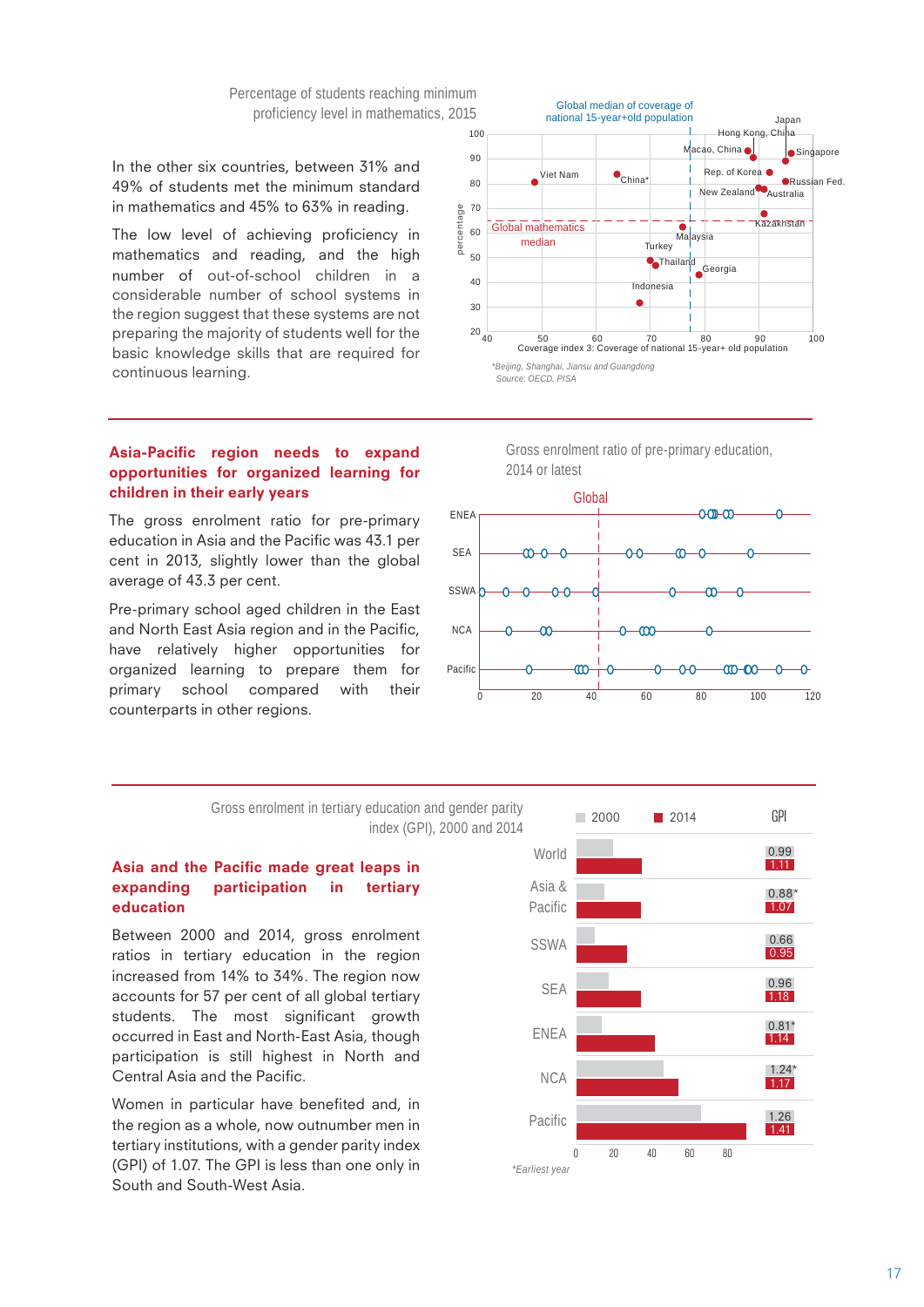Percentage of students reaching minimum proficiency level in mathematics, 2015

Global median of coverage of national 15-year+old population

percentage

100
90
80
70
60
50
40
30
20

Japan
Hong Kong, China
Macao, China
Singapore
Viet Nam
China*
Rep. of Korea
Russian Fed.
New Zealand
Australia
Kazakhstan
Global mathematics median
Malaysia
Turkey
Thailand
Georgia
Indonesia

40 50 60 70 80 90 100

Coverage index 3: Coverage of national 15-year+ old population

*Beijing, Shanghai, Jiansu and Guangdong
Source: OECD, PISA

In the other six countries, between 31% and 49% of students met the minimum standard in mathematics and 45% to 63% in reading.

The low level of achieving proficiency in mathematics and reading, and the high number of out-of-school children in a considerable number of school systems in the region suggest that these systems are not preparing the majority of students well for the basic knowledge skills that are required for continuous learning.

## Asia-Pacific region needs to expand opportunities for organized learning for children in their early years

The gross enrolment ratio for pre-primary education in Asia and the Pacific was 43.1 per cent in 2013, slightly lower than the global average of 43.3 per cent.

Pre-primary school aged children in the East and North East Asia region and in the Pacific, have relatively higher opportunities for organized learning to prepare them for primary school compared with their counterparts in other regions.

Gross enrolment ratio of pre-primary education, 2014 or latest

Global

ENEA
SEA
SSWA
NCA
Pacific

0 20 40 60 80 100 120

## Asia and the Pacific made great leaps in expanding participation in tertiary education

Between 2000 and 2014, gross enrolment ratios in tertiary education in the region increased from 14% to 34%. The region now accounts for 57 per cent of all global tertiary students. The most significant growth occurred in East and North-East Asia, though participation is still highest in North and Central Asia and the Pacific.

Women in particular have benefited and, in the region as a whole, now outnumber men in tertiary institutions, with a gender parity index (GPI) of 1.07. The GPI is less than one only in South and South-West Asia.

Gross enrolment in tertiary education and gender parity index (GPI), 2000 and 2014

2000
2014
GPI

World 0.99 1.11
Asia & Pacific 0.88* 1.07
SSWA 0.66 0.95
SEA 0.96 1.18
ENEA 0.81* 1.14
NCA 1.24* 1.17
Pacific 1.26 1.41

0 20 40 60 80

*Earliest year